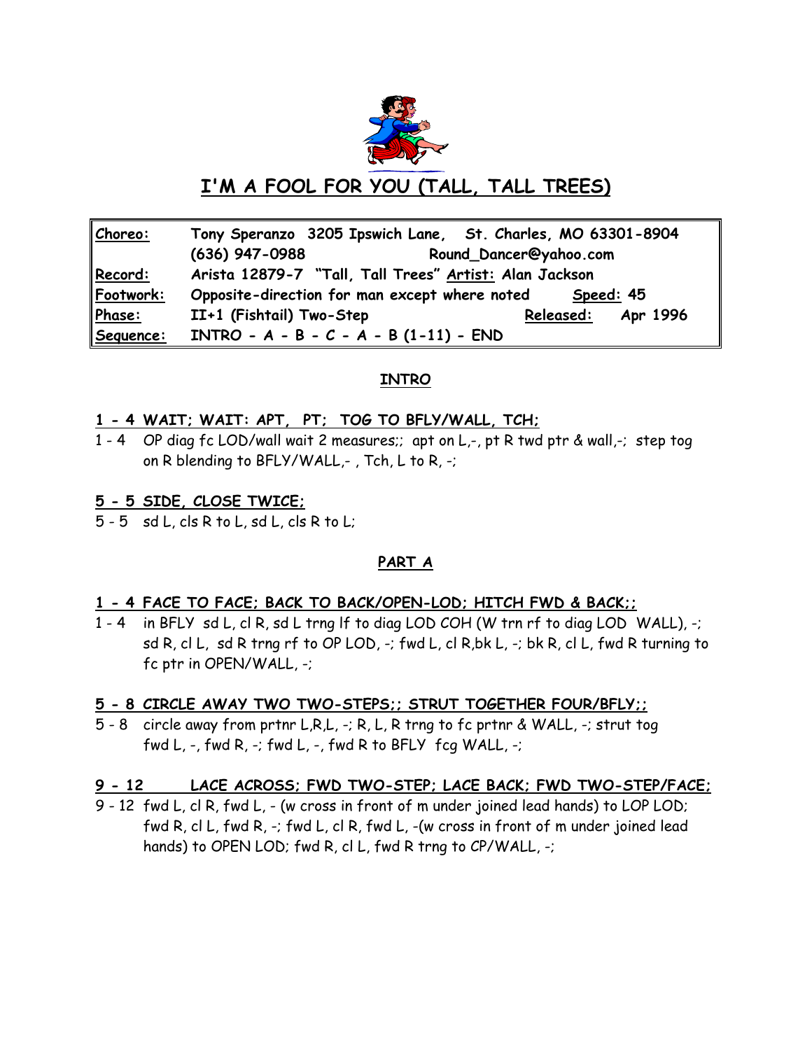# I'M A FOOL FOR YOU (TALL, TALL TREES)

| | |
|---|---|
| **Choreo:** | **Tony Speranzo 3205 Ipswich Lane, St. Charles, MO 63301-8904** |
| | **(636) 947-0988 Round_Dancer@yahoo.com** |
| **Record:** | **Arista 12879-7 "Tall, Tall Trees" Artist: Alan Jackson** |
| **Footwork:** | **Opposite-direction for man except where noted Speed: 45** |
| **Phase:** | **II+1 (Fishtail) Two-Step Released: Apr 1996** |
| **Sequence:** | **INTRO - A - B - C - A - B (1-11) - END** |

## INTRO

**1 - 4 WAIT; WAIT: APT, PT; TOG TO BFLY/WALL, TCH;**

1 - 4 OP diag fc LOD/wall wait 2 measures;; apt on L,-, pt R twd ptr & wall,-; step tog on R blending to BFLY/WALL,- , Tch, L to R, -;

**5 - 5 SIDE, CLOSE TWICE;**

5 - 5 sd L, cls R to L, sd L, cls R to L;

## PART A

**1 - 4 FACE TO FACE; BACK TO BACK/OPEN-LOD; HITCH FWD & BACK;;**

1 - 4 in BFLY sd L, cl R, sd L trng lf to diag LOD COH (W trn rf to diag LOD WALL), -; sd R, cl L, sd R trng rf to OP LOD, -; fwd L, cl R,bk L, -; bk R, cl L, fwd R turning to fc ptr in OPEN/WALL, -;

**5 - 8 CIRCLE AWAY TWO TWO-STEPS;; STRUT TOGETHER FOUR/BFLY;;**

5 - 8 circle away from prtnr L,R,L, -; R, L, R trng to fc prtnr & WALL, -; strut tog fwd L, -, fwd R, -; fwd L, -, fwd R to BFLY fcg WALL, -;

**9 - 12 LACE ACROSS; FWD TWO-STEP; LACE BACK; FWD TWO-STEP/FACE;**

9 - 12 fwd L, cl R, fwd L, - (w cross in front of m under joined lead hands) to LOP LOD; fwd R, cl L, fwd R, -; fwd L, cl R, fwd L, -(w cross in front of m under joined lead hands) to OPEN LOD; fwd R, cl L, fwd R trng to CP/WALL, -;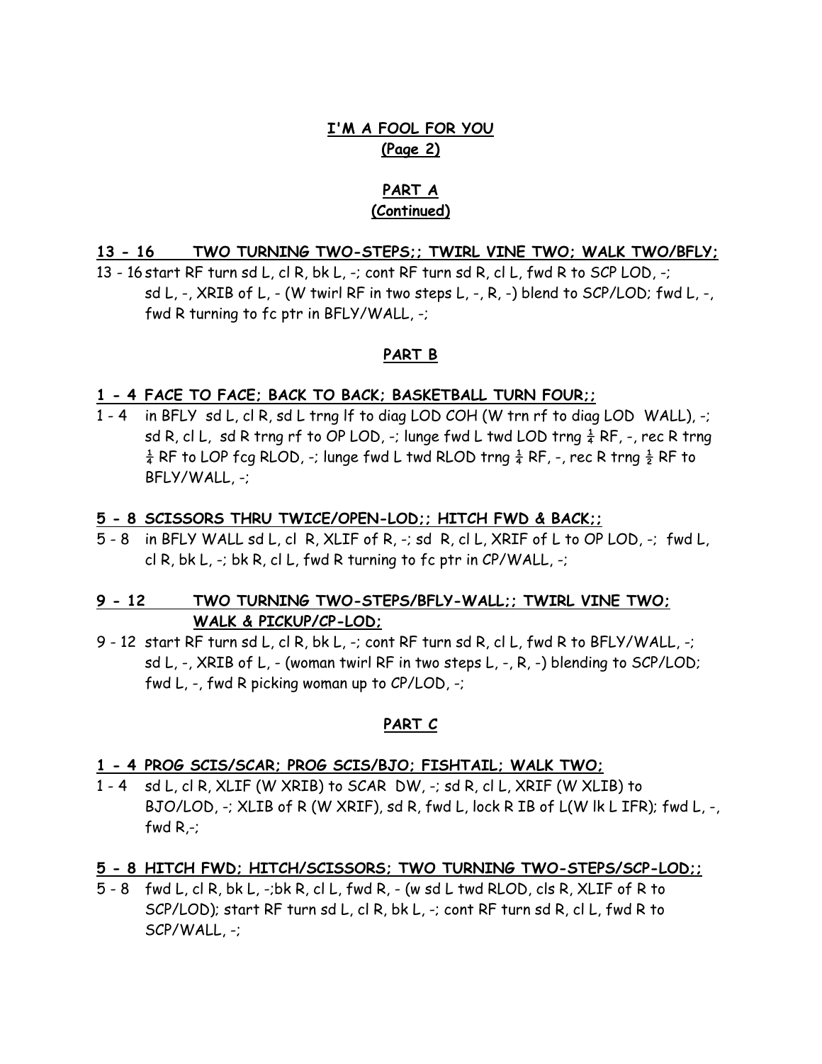# I'M A FOOL FOR YOU
## (Page 2)

## PART A
### (Continued)

**13 - 16 TWO TURNING TWO-STEPS;; TWIRL VINE TWO; WALK TWO/BFLY;**

13 - 16 start RF turn sd L, cl R, bk L, -; cont RF turn sd R, cl L, fwd R to SCP LOD, -; sd L, -, XRIB of L, - (W twirl RF in two steps L, -, R, -) blend to SCP/LOD; fwd L, -, fwd R turning to fc ptr in BFLY/WALL, -;

## PART B

**1 - 4 FACE TO FACE; BACK TO BACK; BASKETBALL TURN FOUR;;**

1 - 4 in BFLY sd L, cl R, sd L trng lf to diag LOD COH (W trn rf to diag LOD WALL), -; sd R, cl L, sd R trng rf to OP LOD, -; lunge fwd L twd LOD trng ¼ RF, -, rec R trng ¼ RF to LOP fcg RLOD, -; lunge fwd L twd RLOD trng ¼ RF, -, rec R trng ½ RF to BFLY/WALL, -;

**5 - 8 SCISSORS THRU TWICE/OPEN-LOD;; HITCH FWD & BACK;;**

5 - 8 in BFLY WALL sd L, cl R, XLIF of R, -; sd R, cl L, XRIF of L to OP LOD, -; fwd L, cl R, bk L, -; bk R, cl L, fwd R turning to fc ptr in CP/WALL, -;

**9 - 12 TWO TURNING TWO-STEPS/BFLY-WALL;; TWIRL VINE TWO; WALK & PICKUP/CP-LOD;**

9 - 12 start RF turn sd L, cl R, bk L, -; cont RF turn sd R, cl L, fwd R to BFLY/WALL, -; sd L, -, XRIB of L, - (woman twirl RF in two steps L, -, R, -) blending to SCP/LOD; fwd L, -, fwd R picking woman up to CP/LOD, -;

## PART C

**1 - 4 PROG SCIS/SCAR; PROG SCIS/BJO; FISHTAIL; WALK TWO;**

1 - 4 sd L, cl R, XLIF (W XRIB) to SCAR DW, -; sd R, cl L, XRIF (W XLIB) to BJO/LOD, -; XLIB of R (W XRIF), sd R, fwd L, lock R IB of L(W lk L IFR); fwd L, -, fwd R,-;

**5 - 8 HITCH FWD; HITCH/SCISSORS; TWO TURNING TWO-STEPS/SCP-LOD;;**

5 - 8 fwd L, cl R, bk L, -;bk R, cl L, fwd R, - (w sd L twd RLOD, cls R, XLIF of R to SCP/LOD); start RF turn sd L, cl R, bk L, -; cont RF turn sd R, cl L, fwd R to SCP/WALL, -;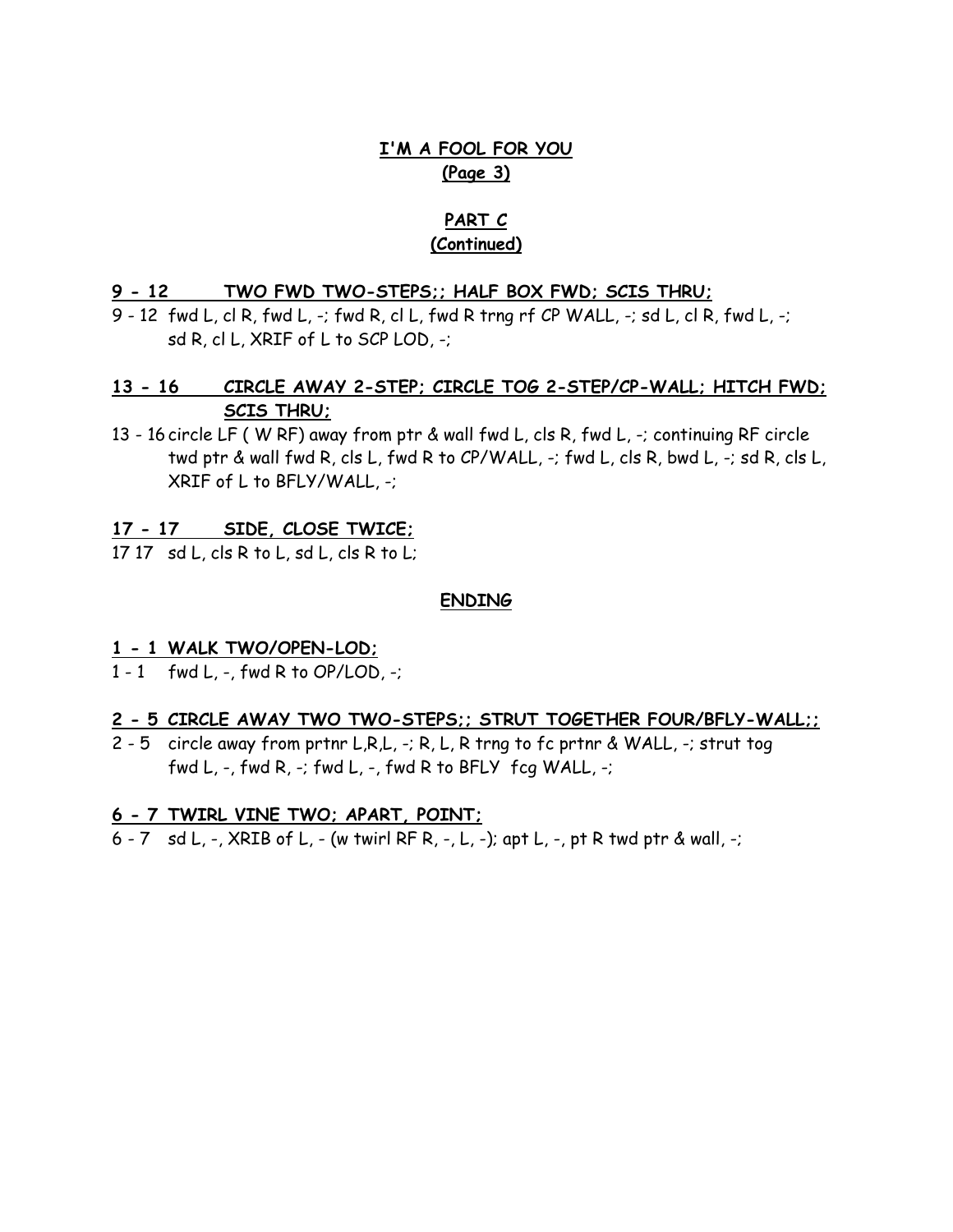## I'M A FOOL FOR YOU
**(Page 3)**

## PART C
**(Continued)**

**9 - 12 TWO FWD TWO-STEPS;; HALF BOX FWD; SCIS THRU;**

9 - 12 fwd L, cl R, fwd L, -; fwd R, cl L, fwd R trng rf CP WALL, -; sd L, cl R, fwd L, -; sd R, cl L, XRIF of L to SCP LOD, -;

**13 - 16 CIRCLE AWAY 2-STEP; CIRCLE TOG 2-STEP/CP-WALL; HITCH FWD; SCIS THRU;**

13 - 16 circle LF ( W RF) away from ptr & wall fwd L, cls R, fwd L, -; continuing RF circle twd ptr & wall fwd R, cls L, fwd R to CP/WALL, -; fwd L, cls R, bwd L, -; sd R, cls L, XRIF of L to BFLY/WALL, -;

**17 - 17 SIDE, CLOSE TWICE;**

17 17 sd L, cls R to L, sd L, cls R to L;

## ENDING

**1 - 1 WALK TWO/OPEN-LOD;**

1 - 1 fwd L, -, fwd R to OP/LOD, -;

**2 - 5 CIRCLE AWAY TWO TWO-STEPS;; STRUT TOGETHER FOUR/BFLY-WALL;;**

2 - 5 circle away from prtnr L,R,L, -; R, L, R trng to fc prtnr & WALL, -; strut tog fwd L, -, fwd R, -; fwd L, -, fwd R to BFLY fcg WALL, -;

**6 - 7 TWIRL VINE TWO; APART, POINT;**

6 - 7 sd L, -, XRIB of L, - (w twirl RF R, -, L, -); apt L, -, pt R twd ptr & wall, -;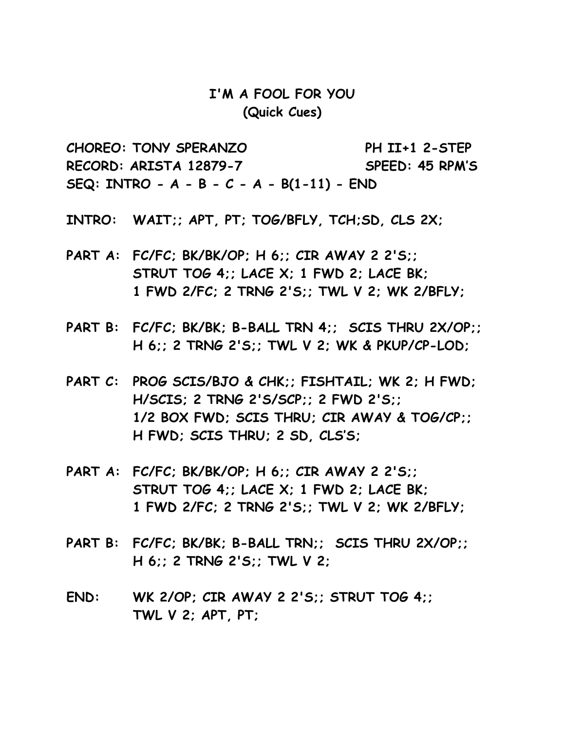# I'M A FOOL FOR YOU
## (Quick Cues)

**CHOREO: TONY SPERANZO** PH II+1 2-STEP
**RECORD: ARISTA 12879-7** SPEED: 45 RPM'S
**SEQ: INTRO - A - B - C - A - B(1-11) - END**

**INTRO:** WAIT;; APT, PT; TOG/BFLY, TCH;SD, CLS 2X;

**PART A:** FC/FC; BK/BK/OP; H 6;; CIR AWAY 2 2'S;;
STRUT TOG 4;; LACE X; 1 FWD 2; LACE BK;
1 FWD 2/FC; 2 TRNG 2'S;; TWL V 2; WK 2/BFLY;

**PART B:** FC/FC; BK/BK; B-BALL TRN 4;; SCIS THRU 2X/OP;;
H 6;; 2 TRNG 2'S;; TWL V 2; WK & PKUP/CP-LOD;

**PART C:** PROG SCIS/BJO & CHK;; FISHTAIL; WK 2; H FWD;
H/SCIS; 2 TRNG 2'S/SCP;; 2 FWD 2'S;;
1/2 BOX FWD; SCIS THRU; CIR AWAY & TOG/CP;;
H FWD; SCIS THRU; 2 SD, CLS'S;

**PART A:** FC/FC; BK/BK/OP; H 6;; CIR AWAY 2 2'S;;
STRUT TOG 4;; LACE X; 1 FWD 2; LACE BK;
1 FWD 2/FC; 2 TRNG 2'S;; TWL V 2; WK 2/BFLY;

**PART B:** FC/FC; BK/BK; B-BALL TRN;; SCIS THRU 2X/OP;;
H 6;; 2 TRNG 2'S;; TWL V 2;

**END:** WK 2/OP; CIR AWAY 2 2'S;; STRUT TOG 4;;
TWL V 2; APT, PT;